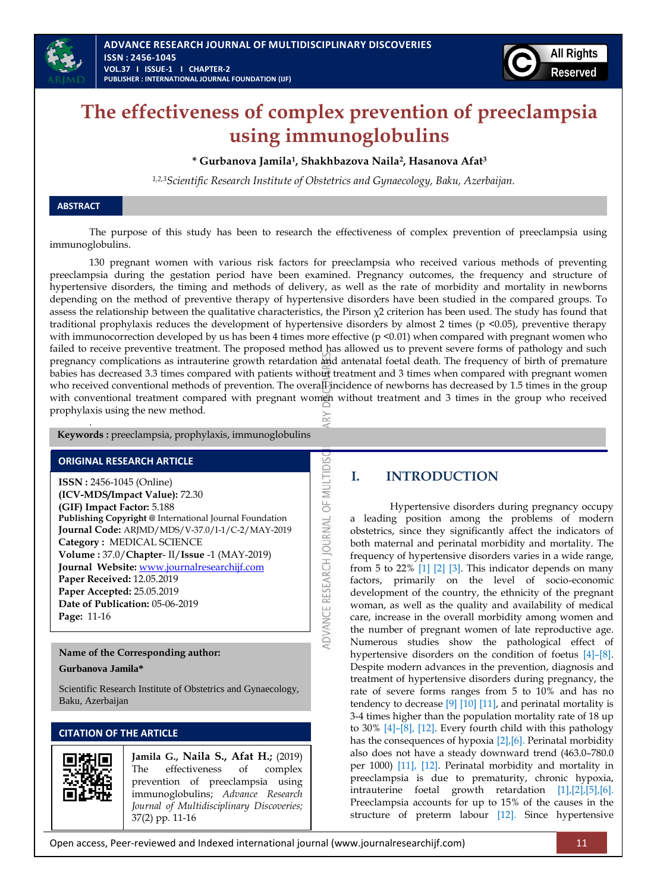# The effectiveness of complex prevention of preeclampsia using immunoglobulins

**\* Gurbanova Jamila[1], Shakhbazova Naila[2], Hasanova Afat[3]**

*[1,2,3]Scientific Research Institute of Obstetrics and Gynaecology, Baku, Azerbaijan.*

## ABSTRACT

The purpose of this study has been to research the effectiveness of complex prevention of preeclampsia using immunoglobulins.

130 pregnant women with various risk factors for preeclampsia who received various methods of preventing preeclampsia during the gestation period have been examined. Pregnancy outcomes, the frequency and structure of hypertensive disorders, the timing and methods of delivery, as well as the rate of morbidity and mortality in newborns depending on the method of preventive therapy of hypertensive disorders have been studied in the compared groups. To assess the relationship between the qualitative characteristics, the Pirson $\chi 2$ criterion has been used. The study has found that traditional prophylaxis reduces the development of hypertensive disorders by almost 2 times ($p < 0.05$), preventive therapy with immunocorrection developed by us has been 4 times more effective ($p < 0.01$) when compared with pregnant women who failed to receive preventive treatment. The proposed method has allowed us to prevent severe forms of pathology and such pregnancy complications as intrauterine growth retardation and antenatal foetal death. The frequency of birth of premature babies has decreased 3.3 times compared with patients without treatment and 3 times when compared with pregnant women who received conventional methods of prevention. The overall incidence of newborns has decreased by 1.5 times in the group with conventional treatment compared with pregnant women without treatment and 3 times in the group who received prophylaxis using the new method.

**Keywords :** preeclampsia, prophylaxis, immunoglobulins

## ORIGINAL RESEARCH ARTICLE

**ISSN :** 2456-1045 (Online)
**(ICV-MDS/Impact Value):** 72.30
**(GIF) Impact Factor:** 5.188
**Publishing Copyright @** International Journal Foundation
**Journal Code:** ARJMD/MDS/V-37.0/I-1/C-2/MAY-2019
**Category :** MEDICAL SCIENCE
**Volume :** 37.0/**Chapter**- II/**Issue** -1 (MAY-2019)
**Journal Website:** www.journalresearchijf.com
**Paper Received:** 12.05.2019
**Paper Accepted:** 25.05.2019
**Date of Publication:** 05-06-2019
**Page:** 11-16

**Name of the Corresponding author:**

**Gurbanova Jamila\***

Scientific Research Institute of Obstetrics and Gynaecology, Baku, Azerbaijan

## CITATION OF THE ARTICLE

**Jamila G., Naila S., Afat H.;** (2019) The effectiveness of complex prevention of preeclampsia using immunoglobulins; *Advance Research Journal of Multidisciplinary Discoveries;* 37(2) pp. 11-16

## I. INTRODUCTION

Hypertensive disorders during pregnancy occupy a leading position among the problems of modern obstetrics, since they significantly affect the indicators of both maternal and perinatal morbidity and mortality. The frequency of hypertensive disorders varies in a wide range, from 5 to 22% [1] [2] [3]. This indicator depends on many factors, primarily on the level of socio-economic development of the country, the ethnicity of the pregnant woman, as well as the quality and availability of medical care, increase in the overall morbidity among women and the number of pregnant women of late reproductive age. Numerous studies show the pathological effect of hypertensive disorders on the condition of foetus [4]–[8]. Despite modern advances in the prevention, diagnosis and treatment of hypertensive disorders during pregnancy, the rate of severe forms ranges from 5 to 10% and has no tendency to decrease [9] [10] [11], and perinatal mortality is 3-4 times higher than the population mortality rate of 18 up to 30% [4]–[8], [12]. Every fourth child with this pathology has the consequences of hypoxia [2],[6]. Perinatal morbidity also does not have a steady downward trend (463.0–780.0 per 1000) [11], [12]. Perinatal morbidity and mortality in preeclampsia is due to prematurity, chronic hypoxia, intrauterine foetal growth retardation [1],[2],[5],[6]. Preeclampsia accounts for up to 15% of the causes in the structure of preterm labour [12]. Since hypertensive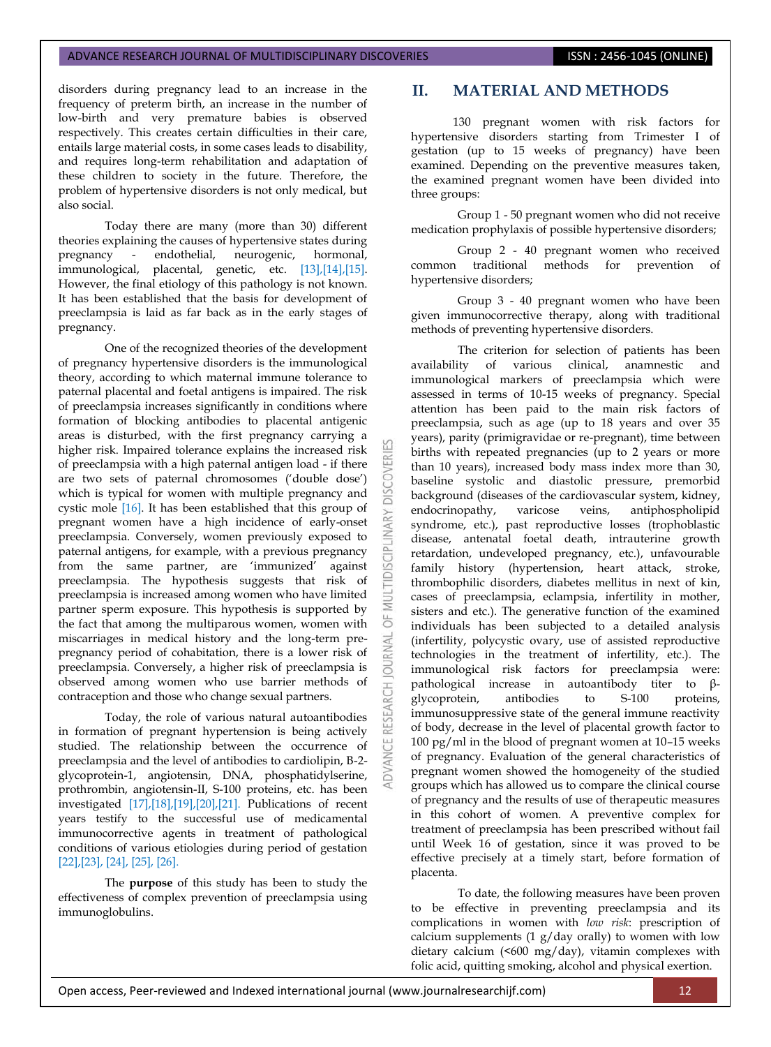disorders during pregnancy lead to an increase in the frequency of preterm birth, an increase in the number of low-birth and very premature babies is observed respectively. This creates certain difficulties in their care, entails large material costs, in some cases leads to disability, and requires long-term rehabilitation and adaptation of these children to society in the future. Therefore, the problem of hypertensive disorders is not only medical, but also social.

Today there are many (more than 30) different theories explaining the causes of hypertensive states during pregnancy - endothelial, neurogenic, hormonal, immunological, placental, genetic, etc. [13],[14],[15]. However, the final etiology of this pathology is not known. It has been established that the basis for development of preeclampsia is laid as far back as in the early stages of pregnancy.

One of the recognized theories of the development of pregnancy hypertensive disorders is the immunological theory, according to which maternal immune tolerance to paternal placental and foetal antigens is impaired. The risk of preeclampsia increases significantly in conditions where formation of blocking antibodies to placental antigenic areas is disturbed, with the first pregnancy carrying a higher risk. Impaired tolerance explains the increased risk of preeclampsia with a high paternal antigen load - if there are two sets of paternal chromosomes ('double dose') which is typical for women with multiple pregnancy and cystic mole [16]. It has been established that this group of pregnant women have a high incidence of early-onset preeclampsia. Conversely, women previously exposed to paternal antigens, for example, with a previous pregnancy from the same partner, are 'immunized' against preeclampsia. The hypothesis suggests that risk of preeclampsia is increased among women who have limited partner sperm exposure. This hypothesis is supported by the fact that among the multiparous women, women with miscarriages in medical history and the long-term pre-pregnancy period of cohabitation, there is a lower risk of preeclampsia. Conversely, a higher risk of preeclampsia is observed among women who use barrier methods of contraception and those who change sexual partners.

Today, the role of various natural autoantibodies in formation of pregnant hypertension is being actively studied. The relationship between the occurrence of preeclampsia and the level of antibodies to cardiolipin, B-2-glycoprotein-1, angiotensin, DNA, phosphatidylserine, prothrombin, angiotensin-II, S-100 proteins, etc. has been investigated [17],[18],[19],[20],[21]. Publications of recent years testify to the successful use of medicamental immunocorrective agents in treatment of pathological conditions of various etiologies during period of gestation [22],[23], [24], [25], [26].

The **purpose** of this study has been to study the effectiveness of complex prevention of preeclampsia using immunoglobulins.

## II. MATERIAL AND METHODS

130 pregnant women with risk factors for hypertensive disorders starting from Trimester I of gestation (up to 15 weeks of pregnancy) have been examined. Depending on the preventive measures taken, the examined pregnant women have been divided into three groups:

Group 1 - 50 pregnant women who did not receive medication prophylaxis of possible hypertensive disorders;

Group 2 - 40 pregnant women who received common traditional methods for prevention of hypertensive disorders;

Group 3 - 40 pregnant women who have been given immunocorrective therapy, along with traditional methods of preventing hypertensive disorders.

The criterion for selection of patients has been availability of various clinical, anamnestic and immunological markers of preeclampsia which were assessed in terms of 10-15 weeks of pregnancy. Special attention has been paid to the main risk factors of preeclampsia, such as age (up to 18 years and over 35 years), parity (primigravidae or re-pregnant), time between births with repeated pregnancies (up to 2 years or more than 10 years), increased body mass index more than 30, baseline systolic and diastolic pressure, premorbid background (diseases of the cardiovascular system, kidney, endocrinopathy, varicose veins, antiphospholipid syndrome, etc.), past reproductive losses (trophoblastic disease, antenatal foetal death, intrauterine growth retardation, undeveloped pregnancy, etc.), unfavourable family history (hypertension, heart attack, stroke, thrombophilic disorders, diabetes mellitus in next of kin, cases of preeclampsia, eclampsia, infertility in mother, sisters and etc.). The generative function of the examined individuals has been subjected to a detailed analysis (infertility, polycystic ovary, use of assisted reproductive technologies in the treatment of infertility, etc.). The immunological risk factors for preeclampsia were: pathological increase in autoantibody titer to β-glycoprotein, antibodies to S-100 proteins, immunosuppressive state of the general immune reactivity of body, decrease in the level of placental growth factor to 100 pg/ml in the blood of pregnant women at 10–15 weeks of pregnancy. Evaluation of the general characteristics of pregnant women showed the homogeneity of the studied groups which has allowed us to compare the clinical course of pregnancy and the results of use of therapeutic measures in this cohort of women. A preventive complex for treatment of preeclampsia has been prescribed without fail until Week 16 of gestation, since it was proved to be effective precisely at a timely start, before formation of placenta.

To date, the following measures have been proven to be effective in preventing preeclampsia and its complications in women with *low risk*: prescription of calcium supplements (1 g/day orally) to women with low dietary calcium (<600 mg/day), vitamin complexes with folic acid, quitting smoking, alcohol and physical exertion.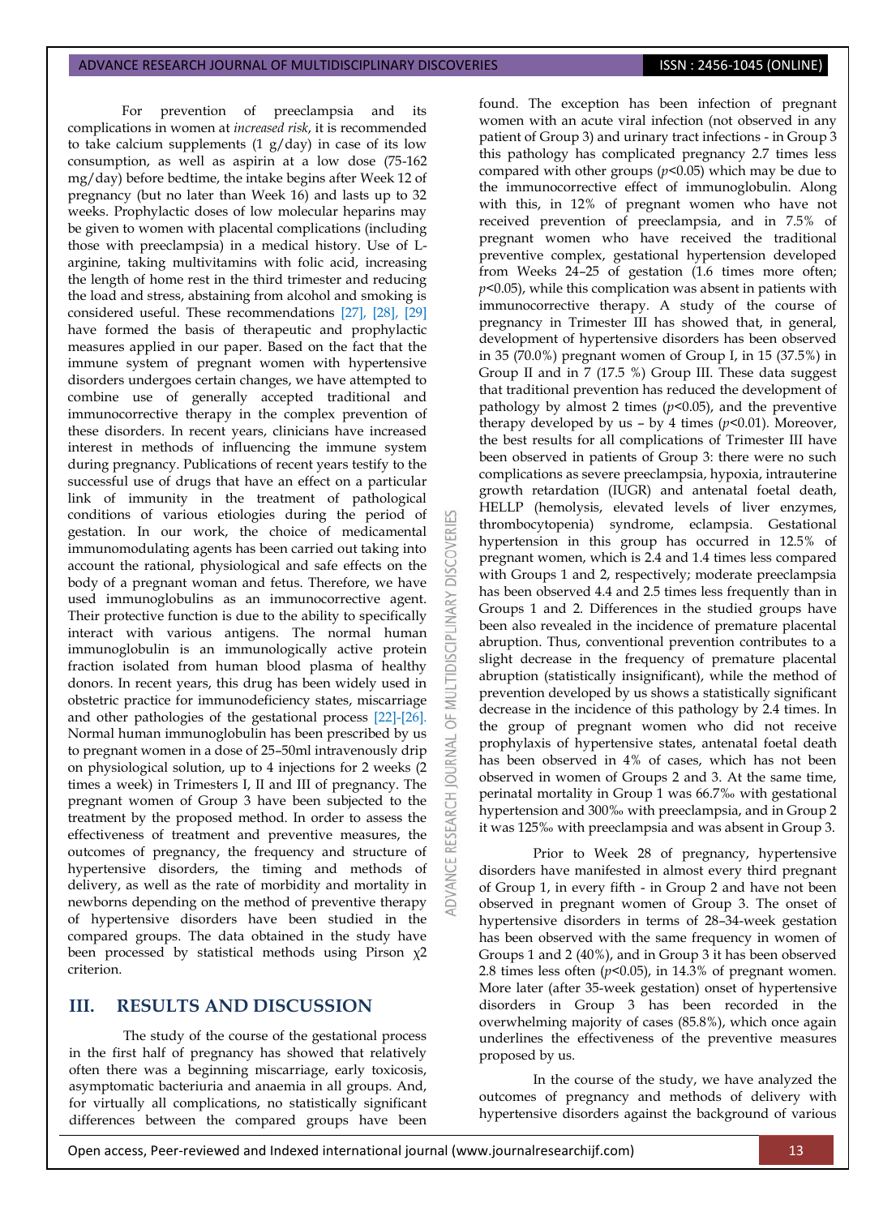For prevention of preeclampsia and its complications in women at *increased risk*, it is recommended to take calcium supplements (1 g/day) in case of its low consumption, as well as aspirin at a low dose (75-162 mg/day) before bedtime, the intake begins after Week 12 of pregnancy (but no later than Week 16) and lasts up to 32 weeks. Prophylactic doses of low molecular heparins may be given to women with placental complications (including those with preeclampsia) in a medical history. Use of L-arginine, taking multivitamins with folic acid, increasing the length of home rest in the third trimester and reducing the load and stress, abstaining from alcohol and smoking is considered useful. These recommendations [27], [28], [29] have formed the basis of therapeutic and prophylactic measures applied in our paper. Based on the fact that the immune system of pregnant women with hypertensive disorders undergoes certain changes, we have attempted to combine use of generally accepted traditional and immunocorrective therapy in the complex prevention of these disorders. In recent years, clinicians have increased interest in methods of influencing the immune system during pregnancy. Publications of recent years testify to the successful use of drugs that have an effect on a particular link of immunity in the treatment of pathological conditions of various etiologies during the period of gestation. In our work, the choice of medicamental immunomodulating agents has been carried out taking into account the rational, physiological and safe effects on the body of a pregnant woman and fetus. Therefore, we have used immunoglobulins as an immunocorrective agent. Their protective function is due to the ability to specifically interact with various antigens. The normal human immunoglobulin is an immunologically active protein fraction isolated from human blood plasma of healthy donors. In recent years, this drug has been widely used in obstetric practice for immunodeficiency states, miscarriage and other pathologies of the gestational process [22]-[26]. Normal human immunoglobulin has been prescribed by us to pregnant women in a dose of 25–50ml intravenously drip on physiological solution, up to 4 injections for 2 weeks (2 times a week) in Trimesters I, II and III of pregnancy. The pregnant women of Group 3 have been subjected to the treatment by the proposed method. In order to assess the effectiveness of treatment and preventive measures, the outcomes of pregnancy, the frequency and structure of hypertensive disorders, the timing and methods of delivery, as well as the rate of morbidity and mortality in newborns depending on the method of preventive therapy of hypertensive disorders have been studied in the compared groups. The data obtained in the study have been processed by statistical methods using Pirson $\chi 2$ criterion.

## III. RESULTS AND DISCUSSION

The study of the course of the gestational process in the first half of pregnancy has showed that relatively often there was a beginning miscarriage, early toxicosis, asymptomatic bacteriuria and anaemia in all groups. And, for virtually all complications, no statistically significant differences between the compared groups have been found. The exception has been infection of pregnant women with an acute viral infection (not observed in any patient of Group 3) and urinary tract infections - in Group 3 this pathology has complicated pregnancy 2.7 times less compared with other groups ($p$<0.05) which may be due to the immunocorrective effect of immunoglobulin. Along with this, in 12% of pregnant women who have not received prevention of preeclampsia, and in 7.5% of pregnant women who have received the traditional preventive complex, gestational hypertension developed from Weeks 24–25 of gestation (1.6 times more often; $p$<0.05), while this complication was absent in patients with immunocorrective therapy. A study of the course of pregnancy in Trimester III has showed that, in general, development of hypertensive disorders has been observed in 35 (70.0%) pregnant women of Group I, in 15 (37.5%) in Group II and in 7 (17.5 %) Group III. These data suggest that traditional prevention has reduced the development of pathology by almost 2 times ($p$<0.05), and the preventive therapy developed by us – by 4 times ($p$<0.01). Moreover, the best results for all complications of Trimester III have been observed in patients of Group 3: there were no such complications as severe preeclampsia, hypoxia, intrauterine growth retardation (IUGR) and antenatal foetal death, HELLP (hemolysis, elevated levels of liver enzymes, thrombocytopenia) syndrome, eclampsia. Gestational hypertension in this group has occurred in 12.5% of pregnant women, which is 2.4 and 1.4 times less compared with Groups 1 and 2, respectively; moderate preeclampsia has been observed 4.4 and 2.5 times less frequently than in Groups 1 and 2. Differences in the studied groups have been also revealed in the incidence of premature placental abruption. Thus, conventional prevention contributes to a slight decrease in the frequency of premature placental abruption (statistically insignificant), while the method of prevention developed by us shows a statistically significant decrease in the incidence of this pathology by 2.4 times. In the group of pregnant women who did not receive prophylaxis of hypertensive states, antenatal foetal death has been observed in 4% of cases, which has not been observed in women of Groups 2 and 3. At the same time, perinatal mortality in Group 1 was 66.7‰ with gestational hypertension and 300‰ with preeclampsia, and in Group 2 it was 125‰ with preeclampsia and was absent in Group 3.

Prior to Week 28 of pregnancy, hypertensive disorders have manifested in almost every third pregnant of Group 1, in every fifth - in Group 2 and have not been observed in pregnant women of Group 3. The onset of hypertensive disorders in terms of 28–34-week gestation has been observed with the same frequency in women of Groups 1 and 2 (40%), and in Group 3 it has been observed 2.8 times less often ($p$<0.05), in 14.3% of pregnant women. More later (after 35-week gestation) onset of hypertensive disorders in Group 3 has been recorded in the overwhelming majority of cases (85.8%), which once again underlines the effectiveness of the preventive measures proposed by us.

In the course of the study, we have analyzed the outcomes of pregnancy and methods of delivery with hypertensive disorders against the background of various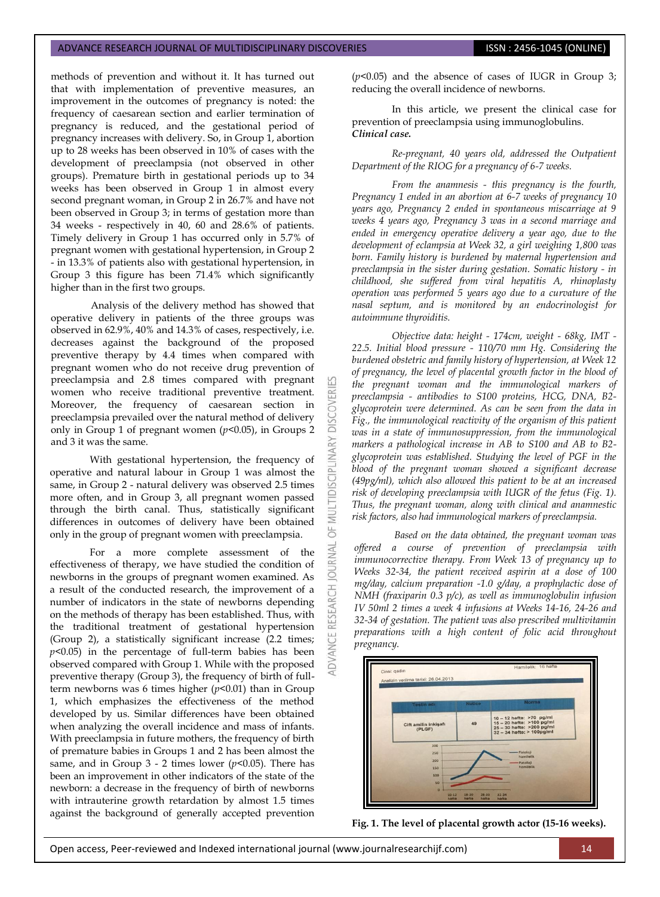methods of prevention and without it. It has turned out that with implementation of preventive measures, an improvement in the outcomes of pregnancy is noted: the frequency of caesarean section and earlier termination of pregnancy is reduced, and the gestational period of pregnancy increases with delivery. So, in Group 1, abortion up to 28 weeks has been observed in 10% of cases with the development of preeclampsia (not observed in other groups). Premature birth in gestational periods up to 34 weeks has been observed in Group 1 in almost every second pregnant woman, in Group 2 in 26.7% and have not been observed in Group 3; in terms of gestation more than 34 weeks - respectively in 40, 60 and 28.6% of patients. Timely delivery in Group 1 has occurred only in 5.7% of pregnant women with gestational hypertension, in Group 2 - in 13.3% of patients also with gestational hypertension, in Group 3 this figure has been 71.4% which significantly higher than in the first two groups.

Analysis of the delivery method has showed that operative delivery in patients of the three groups was observed in 62.9%, 40% and 14.3% of cases, respectively, i.e. decreases against the background of the proposed preventive therapy by 4.4 times when compared with pregnant women who do not receive drug prevention of preeclampsia and 2.8 times compared with pregnant women who receive traditional preventive treatment. Moreover, the frequency of caesarean section in preeclampsia prevailed over the natural method of delivery only in Group 1 of pregnant women ($p$<0.05), in Groups 2 and 3 it was the same.

With gestational hypertension, the frequency of operative and natural labour in Group 1 was almost the same, in Group 2 - natural delivery was observed 2.5 times more often, and in Group 3, all pregnant women passed through the birth canal. Thus, statistically significant differences in outcomes of delivery have been obtained only in the group of pregnant women with preeclampsia.

For a more complete assessment of the effectiveness of therapy, we have studied the condition of newborns in the groups of pregnant women examined. As a result of the conducted research, the improvement of a number of indicators in the state of newborns depending on the methods of therapy has been established. Thus, with the traditional treatment of gestational hypertension (Group 2), a statistically significant increase (2.2 times; $p$<0.05) in the percentage of full-term babies has been observed compared with Group 1. While with the proposed preventive therapy (Group 3), the frequency of birth of full-term newborns was 6 times higher ($p$<0.01) than in Group 1, which emphasizes the effectiveness of the method developed by us. Similar differences have been obtained when analyzing the overall incidence and mass of infants. With preeclampsia in future mothers, the frequency of birth of premature babies in Groups 1 and 2 has been almost the same, and in Group 3 - 2 times lower ($p$<0.05). There has been an improvement in other indicators of the state of the newborn: a decrease in the frequency of birth of newborns with intrauterine growth retardation by almost 1.5 times against the background of generally accepted prevention ($p$<0.05) and the absence of cases of IUGR in Group 3; reducing the overall incidence of newborns.

In this article, we present the clinical case for prevention of preeclampsia using immunoglobulins.

***Clinical case.***

*Re-pregnant, 40 years old, addressed the Outpatient Department of the RIOG for a pregnancy of 6-7 weeks.*

*From the anamnesis - this pregnancy is the fourth, Pregnancy 1 ended in an abortion at 6-7 weeks of pregnancy 10 years ago, Pregnancy 2 ended in spontaneous miscarriage at 9 weeks 4 years ago, Pregnancy 3 was in a second marriage and ended in emergency operative delivery a year ago, due to the development of eclampsia at Week 32, a girl weighing 1,800 was born. Family history is burdened by maternal hypertension and preeclampsia in the sister during gestation. Somatic history - in childhood, she suffered from viral hepatitis A, rhinoplasty operation was performed 5 years ago due to a curvature of the nasal septum, and is monitored by an endocrinologist for autoimmune thyroiditis.*

*Objective data: height - 174cm, weight - 68kg, IMT - 22.5. Initial blood pressure - 110/70 mm Hg. Considering the burdened obstetric and family history of hypertension, at Week 12 of pregnancy, the level of placental growth factor in the blood of the pregnant woman and the immunological markers of preeclampsia - antibodies to S100 proteins, HCG, DNA, B2-glycoprotein were determined. As can be seen from the data in Fig., the immunological reactivity of the organism of this patient was in a state of immunosuppression, from the immunological markers a pathological increase in AB to S100 and AB to B2-glycoprotein was established. Studying the level of PGF in the blood of the pregnant woman showed a significant decrease (49pg/ml), which also allowed this patient to be at an increased risk of developing preeclampsia with IUGR of the fetus (Fig. 1). Thus, the pregnant woman, along with clinical and anamnestic risk factors, also had immunological markers of preeclampsia.*

*Based on the data obtained, the pregnant woman was offered a course of prevention of preeclampsia with immunocorrective therapy. From Week 13 of pregnancy up to Weeks 32-34, the patient received aspirin at a dose of 100 mg/day, calcium preparation -1.0 g/day, a prophylactic dose of NMH (fraxiparin 0.3 p/c), as well as immunoglobulin infusion IV 50ml 2 times a week 4 infusions at Weeks 14-16, 24-26 and 32-34 of gestation. The patient was also prescribed multivitamin preparations with a high content of folic acid throughout pregnancy.*

Cinsi: qadın
Hamiləlik: 16 həftə
Analizin verilmə tarixi: 26.04.2013

| Testin adı | Nəticə | Norma |
|---|---|---|
| Cift amilin inkişafı (PLGF) | 49 | 10 – 12 həftə: >70 pg/ml<br>15 – 20 həftə: >100 pg/ml<br>25 – 30 həftə: >200 pg/ml<br>32 – 34 həftə: > 100pg/ml |

300
250
200
150
100
50
0
10-12 həftə
18-20 həftə
28-30 həftə
32-34 həftə
Fizioloji hamiləlik
Patoloji hamiləlik

**Fig. 1. The level of placental growth actor (15-16 weeks).**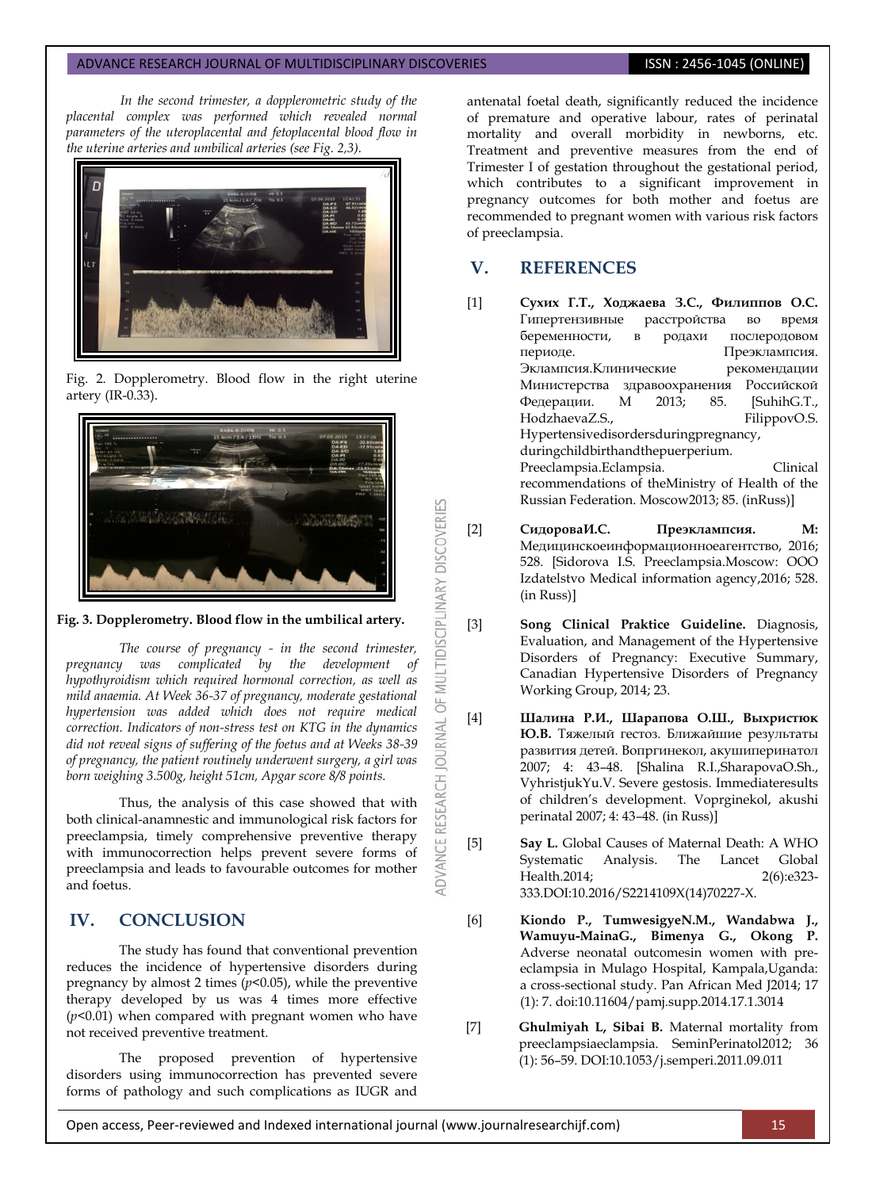*In the second trimester, a dopplerometric study of the placental complex was performed which revealed normal parameters of the uteroplacental and fetoplacental blood flow in the uterine arteries and umbilical arteries (see Fig. 2,3).*

Fig. 2. Dopplerometry. Blood flow in the right uterine artery (IR-0.33).

**Fig. 3. Dopplerometry. Blood flow in the umbilical artery.**

*The course of pregnancy - in the second trimester, pregnancy was complicated by the development of hypothyroidism which required hormonal correction, as well as mild anaemia. At Week 36-37 of pregnancy, moderate gestational hypertension was added which does not require medical correction. Indicators of non-stress test on KTG in the dynamics did not reveal signs of suffering of the foetus and at Weeks 38-39 of pregnancy, the patient routinely underwent surgery, a girl was born weighing 3.500g, height 51cm, Apgar score 8/8 points.*

Thus, the analysis of this case showed that with both clinical-anamnestic and immunological risk factors for preeclampsia, timely comprehensive preventive therapy with immunocorrection helps prevent severe forms of preeclampsia and leads to favourable outcomes for mother and foetus.

## IV. CONCLUSION

The study has found that conventional prevention reduces the incidence of hypertensive disorders during pregnancy by almost 2 times ($p<0.05$), while the preventive therapy developed by us was 4 times more effective ($p<0.01$) when compared with pregnant women who have not received preventive treatment.

The proposed prevention of hypertensive disorders using immunocorrection has prevented severe forms of pathology and such complications as IUGR and antenatal foetal death, significantly reduced the incidence of premature and operative labour, rates of perinatal mortality and overall morbidity in newborns, etc. Treatment and preventive measures from the end of Trimester I of gestation throughout the gestational period, which contributes to a significant improvement in pregnancy outcomes for both mother and foetus are recommended to pregnant women with various risk factors of preeclampsia.

## V. REFERENCES

[1] **Сухих Г.Т., Ходжаева З.С., Филиппов О.С.** Гипертензивные расстройства во время беременности, в родахи послеродовом периоде. Преэклампсия. Эклампсия.Клинические рекомендации Министерства здравоохранения Российской Федерации. М 2013; 85. [SuhihG.T., HodzhaevaZ.S., FilippovO.S. Hypertensivedisordersduringpregnancy, duringchildbirthandthepuerperium. Preeclampsia.Eclampsia. Clinical recommendations of theMinistry of Health of the Russian Federation. Moscow2013; 85. (inRuss)]

[2] **СидороваИ.С. Преэклампсия. М:** Медицинскоеинформационноеагентство, 2016; 528. [Sidorova I.S. Preeclampsia.Moscow: OOO Izdatelstvo Medical information agency,2016; 528. (in Russ)]

[3] **Song Clinical Praktice Guideline.** Diagnosis, Evaluation, and Management of the Hypertensive Disorders of Pregnancy: Executive Summary, Canadian Hypertensive Disorders of Pregnancy Working Group, 2014; 23.

[4] **Шалина Р.И., Шарапова О.Ш., Выхристюк Ю.В.** Тяжелый гестоз. Ближайшие результаты развития детей. Вопргинекол, акушиперинатол 2007; 4: 43–48. [Shalina R.I.,SharapovaO.Sh., VyhristjukYu.V. Severe gestosis. Immediateresults of children's development. Voprginekol, akushi perinatal 2007; 4: 43–48. (in Russ)]

[5] **Say L.** Global Causes of Maternal Death: A WHO Systematic Analysis. The Lancet Global Health.2014; 2(6):e323-333.DOI:10.2016/S2214109X(14)70227-X.

[6] **Kiondo P., TumwesigyeN.M., Wandabwa J., Wamuyu-MainaG., Bimenya G., Okong P.** Adverse neonatal outcomesin women with pre-eclampsia in Mulago Hospital, Kampala,Uganda: a cross-sectional study. Pan African Med J2014; 17 (1): 7. doi:10.11604/pamj.supp.2014.17.1.3014

[7] **Ghulmiyah L, Sibai B.** Maternal mortality from preeclampsiaeclampsia. SeminPerinatol2012; 36 (1): 56–59. DOI:10.1053/j.semperi.2011.09.011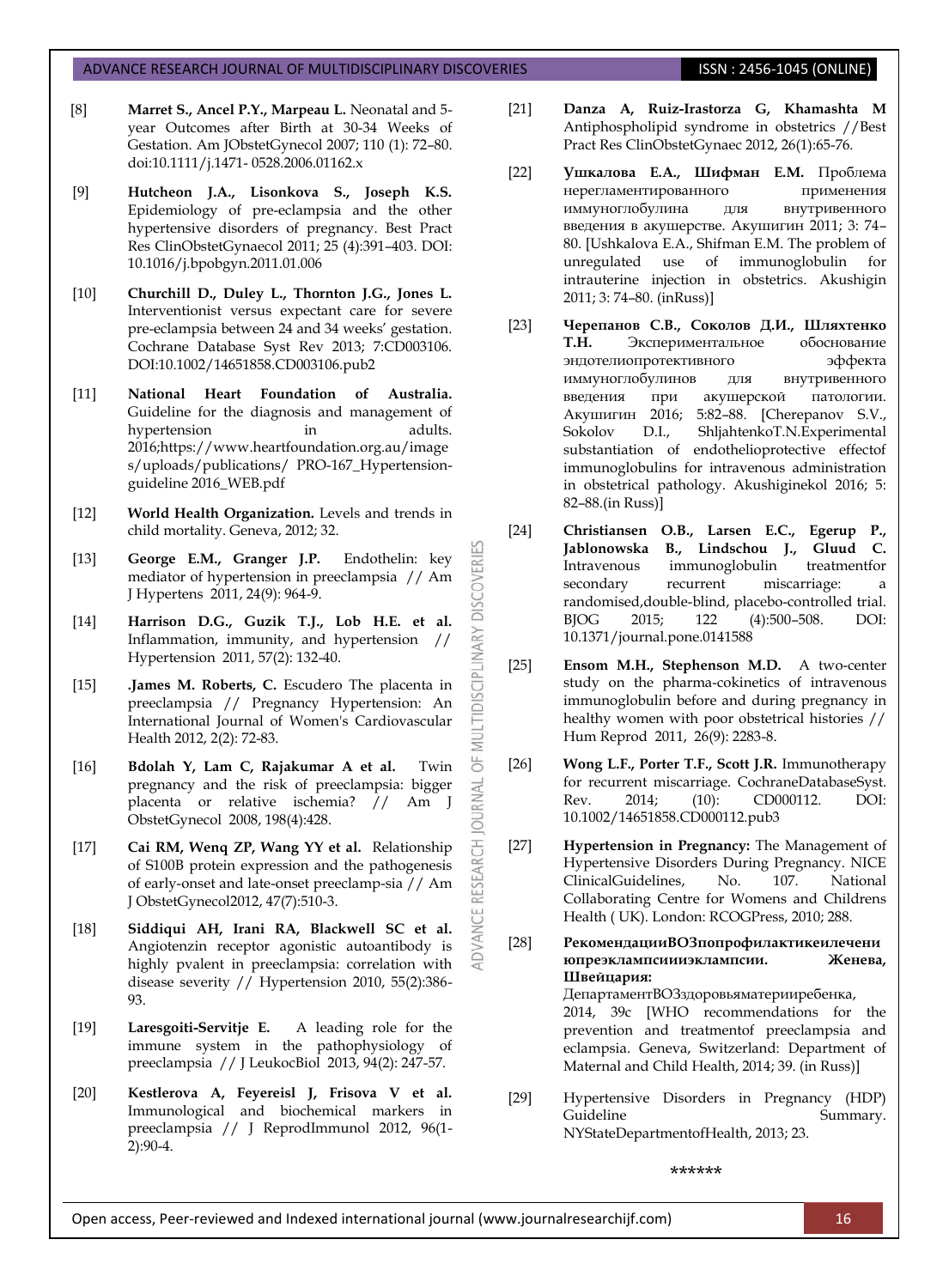[8] **Marret S., Ancel P.Y., Marpeau L.** Neonatal and 5-year Outcomes after Birth at 30-34 Weeks of Gestation. Am JObstetGynecol 2007; 110 (1): 72–80. doi:10.1111/j.1471- 0528.2006.01162.x

[9] **Hutcheon J.A., Lisonkova S., Joseph K.S.** Epidemiology of pre-eclampsia and the other hypertensive disorders of pregnancy. Best Pract Res ClinObstetGynaecol 2011; 25 (4):391–403. DOI: 10.1016/j.bpobgyn.2011.01.006

[10] **Churchill D., Duley L., Thornton J.G., Jones L.** Interventionist versus expectant care for severe pre-eclampsia between 24 and 34 weeks' gestation. Cochrane Database Syst Rev 2013; 7:CD003106. DOI:10.1002/14651858.CD003106.pub2

[11] **National Heart Foundation of Australia.** Guideline for the diagnosis and management of hypertension in adults. 2016;https://www.heartfoundation.org.au/images/uploads/publications/ PRO-167_Hypertension-guideline 2016_WEB.pdf

[12] **World Health Organization.** Levels and trends in child mortality. Geneva, 2012; 32.

[13] **George E.M., Granger J.P.** Endothelin: key mediator of hypertension in preeclampsia // Am J Hypertens 2011, 24(9): 964-9.

[14] **Harrison D.G., Guzik T.J., Lob H.E. et al.** Inflammation, immunity, and hypertension // Hypertension 2011, 57(2): 132-40.

[15] **.James M. Roberts, C.** Escudero The placenta in preeclampsia // Pregnancy Hypertension: An International Journal of Women's Cardiovascular Health 2012, 2(2): 72-83.

[16] **Bdolah Y, Lam C, Rajakumar A et al.** Twin pregnancy and the risk of preeclampsia: bigger placenta or relative ischemia? // Am J ObstetGynecol 2008, 198(4):428.

[17] **Cai RM, Wenq ZP, Wang YY et al.** Relationship of S100B protein expression and the pathogenesis of early-onset and late-onset preeclamp-sia // Am J ObstetGynecol2012, 47(7):510-3.

[18] **Siddiqui AH, Irani RA, Blackwell SC et al.** Angiotenzin receptor agonistic autoantibody is highly pvalent in preeclampsia: correlation with disease severity // Hypertension 2010, 55(2):386-93.

[19] **Laresgoiti-Servitje E.** A leading role for the immune system in the pathophysiology of preeclampsia // J LeukocBiol 2013, 94(2): 247-57.

[20] **Kestlerova A, Feyereisl J, Frisova V et al.** Immunological and biochemical markers in preeclampsia // J ReprodImmunol 2012, 96(1-2):90-4.

[21] **Danza A, Ruiz-Irastorza G, Khamashta M** Antiphospholipid syndrome in obstetrics //Best Pract Res ClinObstetGynaec 2012, 26(1):65-76.

[22] **Ушкалова Е.А., Шифман Е.М.** Проблема нерегламентированного применения иммуноглобулина для внутривенного введения в акушерстве. Акушигин 2011; 3: 74–80. [Ushkalova E.A., Shifman E.M. The problem of unregulated use of immunoglobulin for intrauterine injection in obstetrics. Akushigin 2011; 3: 74–80. (inRuss)]

[23] **Черепанов С.В., Соколов Д.И., Шляхтенко Т.Н.** Эксприментальное обоснование эндотелиопротективного эффекта иммуноглобулинов для внутривенного введения при акушерской патологии. Акушигин 2016; 5:82–88. [Cherepanov S.V., Sokolov D.I., ShljahtenkoT.N.Experimental substantiation of endothelioprotective effectof immunoglobulins for intravenous administration in obstetrical pathology. Akushiginekol 2016; 5: 82–88.(in Russ)]

[24] **Christiansen O.B., Larsen E.C., Egerup P., Jablonowska B., Lindschou J., Gluud C.** Intravenous immunoglobulin treatmentfor secondary recurrent miscarriage: a randomised,double-blind, placebo-controlled trial. BJOG 2015; 122 (4):500–508. DOI: 10.1371/journal.pone.0141588

[25] **Ensom M.H., Stephenson M.D.** A two-center study on the pharma-cokinetics of intravenous immunoglobulin before and during pregnancy in healthy women with poor obstetrical histories // Hum Reprod 2011, 26(9): 2283-8.

[26] **Wong L.F., Porter T.F., Scott J.R.** Immunotherapy for recurrent miscarriage. CochraneDatabaseSyst. Rev. 2014; (10): CD000112. DOI: 10.1002/14651858.CD000112.pub3

[27] **Hypertension in Pregnancy:** The Management of Hypertensive Disorders During Pregnancy. NICE ClinicalGuidelines, No. 107. National Collaborating Centre for Womens and Childrens Health ( UK). London: RCOGPress, 2010; 288.

[28] **РекомендацииВОЗпопрофилактикеилечениюпреэклампсиииэклампсии. Женева, Швейцария:** ДепартаментВОЗздоровьяматерииребенка, 2014, 39c [WHO recommendations for the prevention and treatmentof preeclampsia and eclampsia. Geneva, Switzerland: Department of Maternal and Child Health, 2014; 39. (in Russ)]

[29] Hypertensive Disorders in Pregnancy (HDP) Guideline Summary. NYStateDepartmentofHealth, 2013; 23.

******